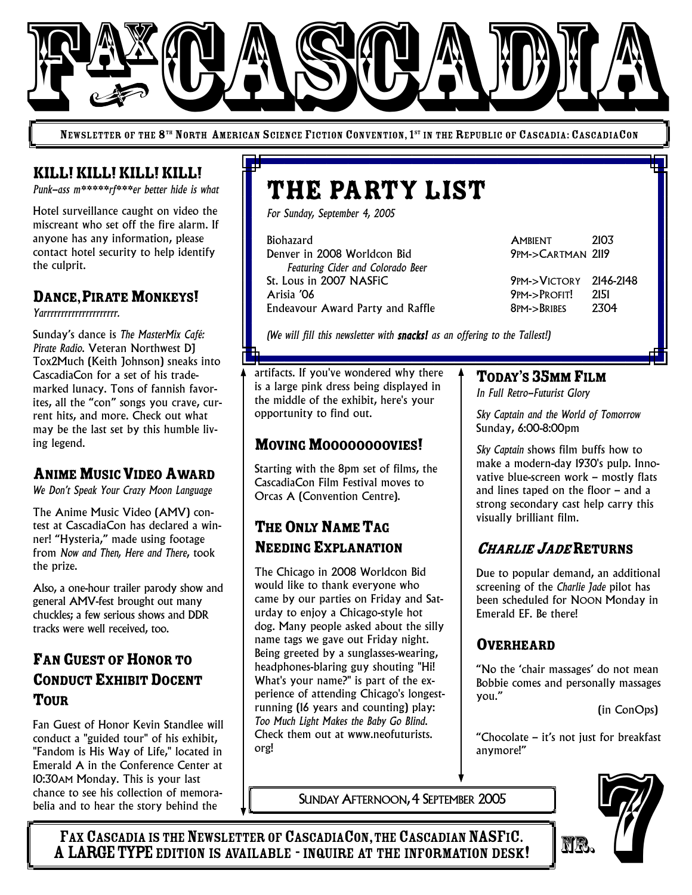# FAX CASCADIA

NEWSLETTER OF THE 8TH NORTH AMERICAN SCIENCE FICTION CONVENTION, 1ST IN THE REPUBLIC OF CASCADIA: CASCADIACON

## THE PARTY LIST

*For Sunday, September 4, 2005*

| Party | Time / Theme | Room |
|---|---|---|
| Biohazard | AMBIENT | 2103 |
| Denver in 2008 Worldcon Bid *Featuring Cider and Colorado Beer* | 9PM->CARTMAN | 2119 |
| St. Lous in 2007 NASFiC | 9PM->VICTORY | 2146-2148 |
| Arisia '06 | 9PM->PROFIT! | 2151 |
| Endeavour Award Party and Raffle | 8PM->BRIBES | 2304 |

*(We will fill this newsletter with **snacks!** as an offering to the Tallest!)*

### KILL! KILL! KILL! KILL!

*Punk–ass m\*\*\*\*\*rf\*\*\*er better hide is what*

Hotel surveillance caught on video the miscreant who set off the fire alarm. If anyone has any information, please contact hotel security to help identify the culprit.

### DANCE, PIRATE MONKEYS!

*Yarrrrrrrrrrrrrrrrrrrrr.*

Sunday's dance is *The MasterMix Café: Pirate Radio.* Veteran Northwest DJ Tox2Much (Keith Johnson) sneaks into CascadiaCon for a set of his trademarked lunacy. Tons of fannish favorites, all the "con" songs you crave, current hits, and more. Check out what may be the last set by this humble living legend.

### ANIME MUSIC VIDEO AWARD

*We Don't Speak Your Crazy Moon Language*

The Anime Music Video (AMV) contest at CascadiaCon has declared a winner! "Hysteria," made using footage from *Now and Then, Here and There*, took the prize.

Also, a one-hour trailer parody show and general AMV-fest brought out many chuckles; a few serious shows and DDR tracks were well received, too.

### FAN GUEST OF HONOR TO CONDUCT EXHIBIT DOCENT TOUR

Fan Guest of Honor Kevin Standlee will conduct a "guided tour" of his exhibit, "Fandom is His Way of Life," located in Emerald A in the Conference Center at 10:30AM Monday. This is your last chance to see his collection of memorabelia and to hear the story behind the artifacts. If you've wondered why there is a large pink dress being displayed in the middle of the exhibit, here's your opportunity to find out.

### MOVING MOOOOOOOOVIES!

Starting with the 8pm set of films, the CascadiaCon Film Festival moves to Orcas A (Convention Centre).

### THE ONLY NAME TAG NEEDING EXPLANATION

The Chicago in 2008 Worldcon Bid would like to thank everyone who came by our parties on Friday and Saturday to enjoy a Chicago-style hot dog. Many people asked about the silly name tags we gave out Friday night. Being greeted by a sunglasses-wearing, headphones-blaring guy shouting "Hi! What's your name?" is part of the experience of attending Chicago's longest-running (16 years and counting) play: *Too Much Light Makes the Baby Go Blind.* Check them out at www.neofuturists.org!

### TODAY'S 35MM FILM

*In Full Retro–Futurist Glory*

*Sky Captain and the World of Tomorrow*
Sunday, 6:00-8:00pm

*Sky Captain* shows film buffs how to make a modern-day 1930's pulp. Innovative blue-screen work – mostly flats and lines taped on the floor – and a strong secondary cast help carry this visually brilliant film.

### *CHARLIE JADE* RETURNS

Due to popular demand, an additional screening of the *Charlie Jade* pilot has been scheduled for NOON Monday in Emerald EF. Be there!

### OVERHEARD

"No the 'chair massages' do not mean Bobbie comes and personally massages you."

(in ConOps)

"Chocolate – it's not just for breakfast anymore!"

SUNDAY AFTERNOON, 4 SEPTEMBER 2005

**FAX CASCADIA IS THE NEWSLETTER OF CASCADIACON, THE CASCADIAN NASFIC. A LARGE TYPE EDITION IS AVAILABLE - INQUIRE AT THE INFORMATION DESK!**

NR. 7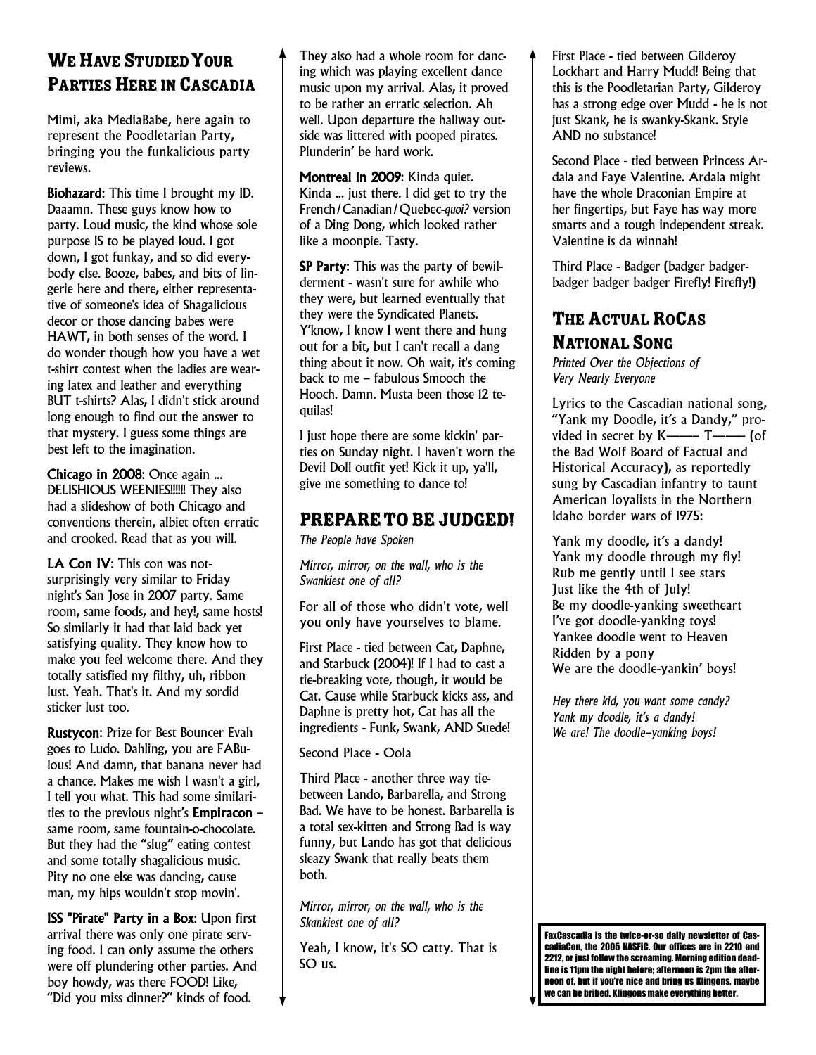## We Have Studied Your Parties Here in Cascadia

Mimi, aka MediaBabe, here again to represent the Poodletarian Party, bringing you the funkalicious party reviews.

**Biohazard**: This time I brought my ID. Daaamn. These guys know how to party. Loud music, the kind whose sole purpose IS to be played loud. I got down, I got funkay, and so did everybody else. Booze, babes, and bits of lingerie here and there, either representative of someone's idea of Shagalicious decor or those dancing babes were HAWT, in both senses of the word. I do wonder though how you have a wet t-shirt contest when the ladies are wearing latex and leather and everything BUT t-shirts? Alas, I didn't stick around long enough to find out the answer to that mystery. I guess some things are best left to the imagination.

**Chicago in 2008**: Once again ... DELISHIOUS WEENIES!!!!!! They also had a slideshow of both Chicago and conventions therein, albiet often erratic and crooked. Read that as you will.

**LA Con IV**: This con was not-surprisingly very similar to Friday night's San Jose in 2007 party. Same room, same foods, and hey!, same hosts! So similarly it had that laid back yet satisfying quality. They know how to make you feel welcome there. And they totally satisfied my filthy, uh, ribbon lust. Yeah. That's it. And my sordid sticker lust too.

**Rustycon**: Prize for Best Bouncer Evah goes to Ludo. Dahling, you are FABulous! And damn, that banana never had a chance. Makes me wish I wasn't a girl, I tell you what. This had some similarities to the previous night's **Empiracon** – same room, same fountain-o-chocolate. But they had the "slug" eating contest and some totally shagalicious music. Pity no one else was dancing, cause man, my hips wouldn't stop movin'.

**ISS "Pirate" Party in a Box**: Upon first arrival there was only one pirate serving food. I can only assume the others were off plundering other parties. And boy howdy, was there FOOD! Like, "Did you miss dinner?" kinds of food. They also had a whole room for dancing which was playing excellent dance music upon my arrival. Alas, it proved to be rather an erratic selection. Ah well. Upon departure the hallway outside was littered with pooped pirates. Plunderin' be hard work.

**Montreal in 2009**: Kinda quiet. Kinda ... just there. I did get to try the French/Canadian/Quebec-*quoi?* version of a Ding Dong, which looked rather like a moonpie. Tasty.

**SP Party**: This was the party of bewilderment - wasn't sure for awhile who they were, but learned eventually that they were the Syndicated Planets. Y'know, I know I went there and hung out for a bit, but I can't recall a dang thing about it now. Oh wait, it's coming back to me – fabulous Smooch the Hooch. Damn. Musta been those 12 tequilas!

I just hope there are some kickin' parties on Sunday night. I haven't worn the Devil Doll outfit yet! Kick it up, ya'll, give me something to dance to!

## Prepare to Be Judged!

*The People have Spoken*

*Mirror, mirror, on the wall, who is the Swankiest one of all?*

For all of those who didn't vote, well you only have yourselves to blame.

First Place - tied between Cat, Daphne, and Starbuck (2004)! If I had to cast a tie-breaking vote, though, it would be Cat. Cause while Starbuck kicks ass, and Daphne is pretty hot, Cat has all the ingredients - Funk, Swank, AND Suede!

Second Place - Oola

Third Place - another three way tie-between Lando, Barbarella, and Strong Bad. We have to be honest. Barbarella is a total sex-kitten and Strong Bad is way funny, but Lando has got that delicious sleazy Swank that really beats them both.

*Mirror, mirror, on the wall, who is the Skankiest one of all?*

Yeah, I know, it's SO catty. That is SO us.

First Place - tied between Gilderoy Lockhart and Harry Mudd! Being that this is the Poodletarian Party, Gilderoy has a strong edge over Mudd - he is not just Skank, he is swanky-Skank. Style AND no substance!

Second Place - tied between Princess Ardala and Faye Valentine. Ardala might have the whole Draconian Empire at her fingertips, but Faye has way more smarts and a tough independent streak. Valentine is da winnah!

Third Place - Badger (badger badger-badger badger badger Firefly! Firefly!)

## The Actual RoCas National Song

*Printed Over the Objections of Very Nearly Everyone*

Lyrics to the Cascadian national song, "Yank my Doodle, it's a Dandy," provided in secret by K——— T——— (of the Bad Wolf Board of Factual and Historical Accuracy), as reportedly sung by Cascadian infantry to taunt American loyalists in the Northern Idaho border wars of 1975:

Yank my doodle, it's a dandy!
Yank my doodle through my fly!
Rub me gently until I see stars
Just like the 4th of July!
Be my doodle-yanking sweetheart
I've got doodle-yanking toys!
Yankee doodle went to Heaven
Ridden by a pony
We are the doodle-yankin' boys!

*Hey there kid, you want some candy?*
*Yank my doodle, it's a dandy!*
*We are! The doodle–yanking boys!*

**FaxCascadia is the twice-or-so daily newsletter of CascadiaCon, the 2005 NASFiC. Our offices are in 2210 and 2212, or just follow the screaming. Morning edition deadline is 11pm the night before; afternoon is 2pm the afternoon of, but if you're nice and bring us Klingons, maybe we can be bribed. Klingons make everything better.**